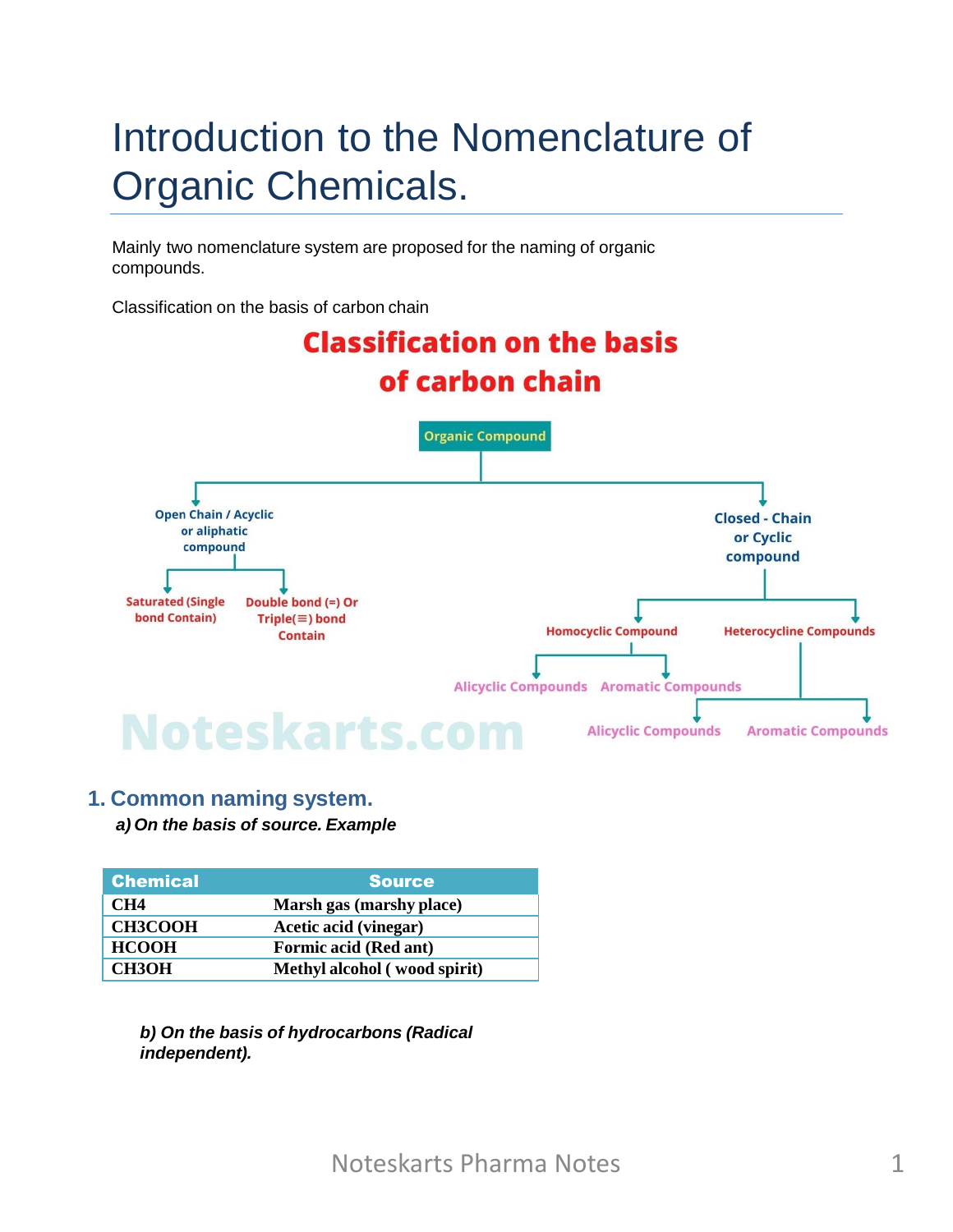# Introduction to the Nomenclature of Organic Chemicals.

Mainly two nomenclature system are proposed for the naming of organic compounds.

Classification on the basis of carbon chain

## Classification on the basis of carbon chain

- Organic Compound
  - Open Chain / Acyclic or aliphatic compound
    - Saturated (Single bond Contain)
    - Double bond (=) Or Triple(≡) bond Contain
  - Closed - Chain or Cyclic compound
    - Homocyclic Compound
      - Alicyclic Compounds
      - Aromatic Compounds
    - Heterocycline Compounds
      - Alicyclic Compounds
      - Aromatic Compounds

Noteskarts.com

## 1. Common naming system.

***a) On the basis of source. Example***

| Chemical | Source |
| --- | --- |
| $CH_4$ | Marsh gas (marshy place) |
| $CH_3COOH$ | Acetic acid (vinegar) |
| $HCOOH$ | Formic acid (Red ant) |
| $CH_3OH$ | Methyl alcohol ( wood spirit) |

***b) On the basis of hydrocarbons (Radical independent).***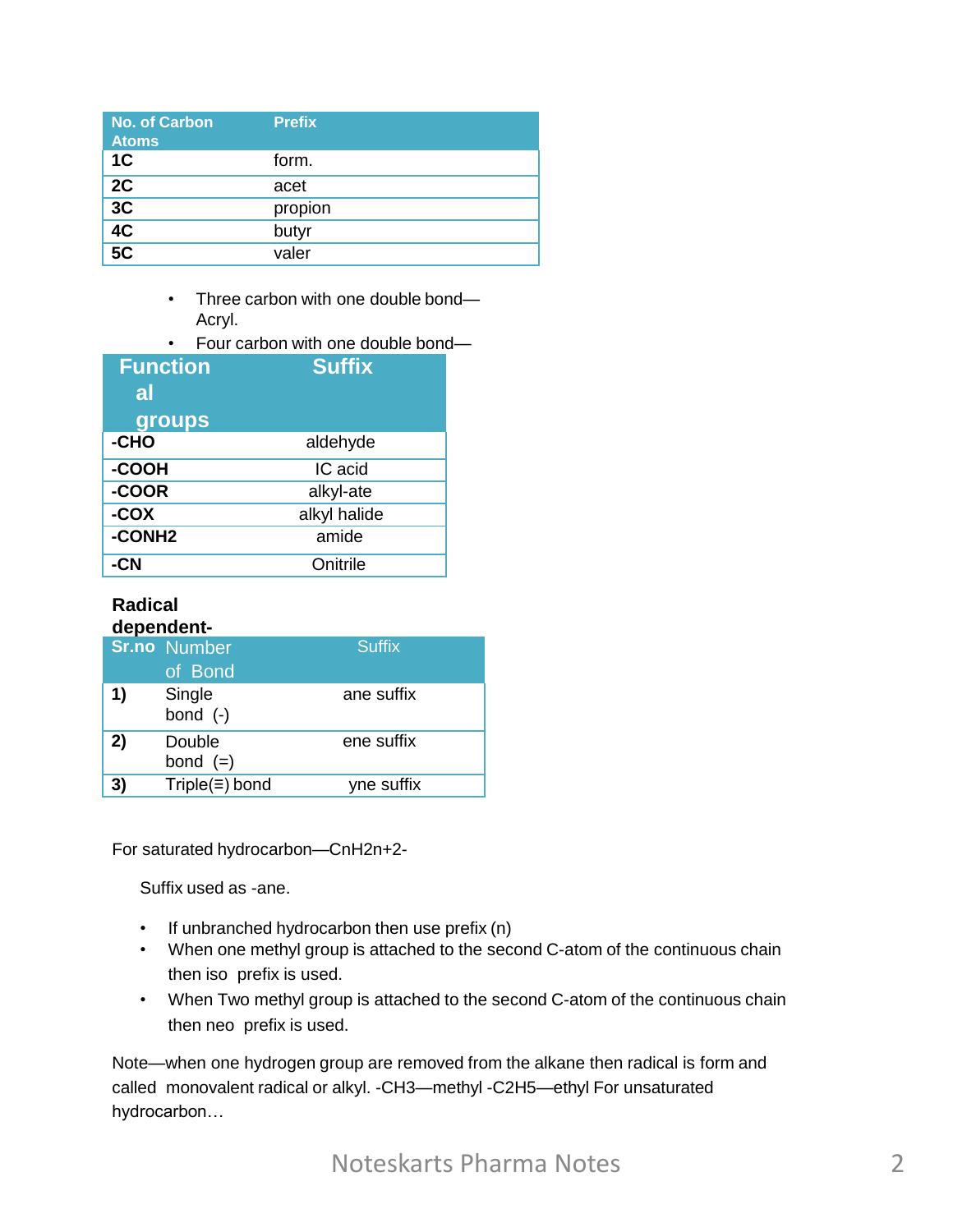| No. of Carbon Atoms | Prefix |
| --- | --- |
| 1C | form. |
| 2C | acet |
| 3C | propion |
| 4C | butyr |
| 5C | valer |

- Three carbon with one double bond—Acryl.
- Four carbon with one double bond—

| Functional groups | Suffix |
| --- | --- |
| -CHO | aldehyde |
| -COOH | IC acid |
| -COOR | alkyl-ate |
| -COX | alkyl halide |
| -CONH2 | amide |
| -CN | Onitrile |

**Radical dependent-**

| Sr.no | Number of Bond | Suffix |
| --- | --- | --- |
| 1) | Single bond (-) | ane suffix |
| 2) | Double bond (=) | ene suffix |
| 3) | Triple(≡) bond | yne suffix |

For saturated hydrocarbon—$C_nH_{2n+2}$-

Suffix used as -ane.

- If unbranched hydrocarbon then use prefix (n)
- When one methyl group is attached to the second C-atom of the continuous chain then iso prefix is used.
- When Two methyl group is attached to the second C-atom of the continuous chain then neo prefix is used.

Note—when one hydrogen group are removed from the alkane then radical is form and called monovalent radical or alkyl. $-CH_3$—methyl $-C_2H_5$—ethyl For unsaturated hydrocarbon…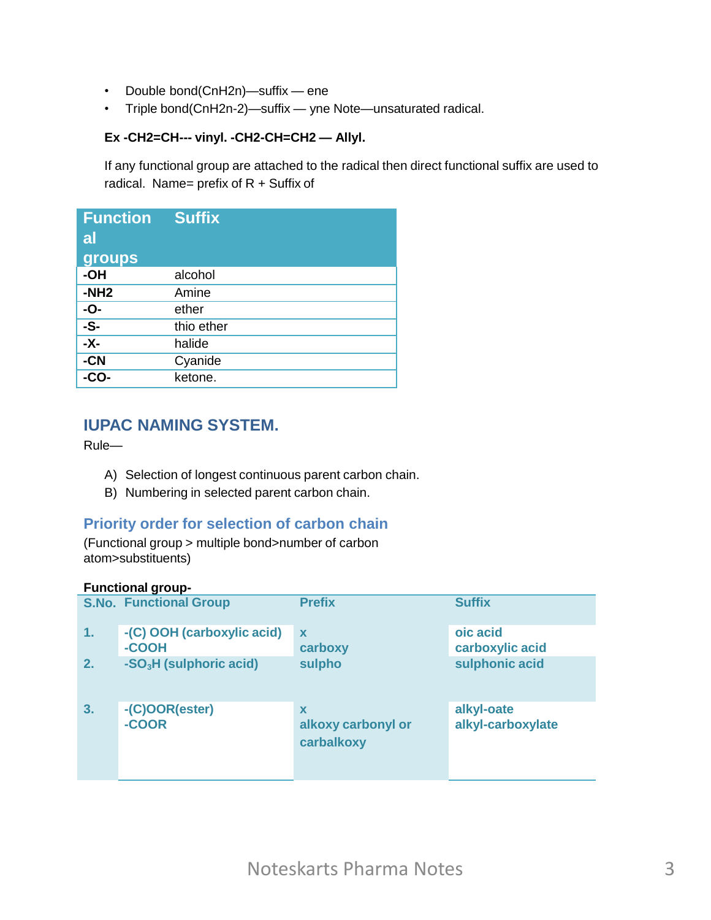- Double bond($C_nH_{2n}$)—suffix — ene
- Triple bond($C_nH_{2n-2}$)—suffix — yne Note—unsaturated radical.

**Ex -CH2=CH--- vinyl. -CH2-CH=CH2 — Allyl.**

If any functional group are attached to the radical then direct functional suffix are used to radical.  Name= prefix of R + Suffix of

| Functional groups | Suffix |
|---|---|
| **-OH** | alcohol |
| **-NH2** | Amine |
| **-O-** | ether |
| **-S-** | thio ether |
| **-X-** | halide |
| **-CN** | Cyanide |
| **-CO-** | ketone. |

## IUPAC NAMING SYSTEM.

Rule—

A) Selection of longest continuous parent carbon chain.
B) Numbering in selected parent carbon chain.

### Priority order for selection of carbon chain

(Functional group > multiple bond>number of carbon atom>substituents)

**Functional group-**

| S.No. | Functional Group | Prefix | Suffix |
|---|---|---|---|
| 1. | -(C) OOH (carboxylic acid)<br>-COOH | x<br>carboxy | oic acid<br>carboxylic acid |
| 2. | -$SO_3$H (sulphoric acid) | sulpho | sulphonic acid |
| 3. | -(C)OOR(ester)<br>-COOR | x<br>alkoxy carbonyl or carbalkoxy | alkyl-oate<br>alkyl-carboxylate |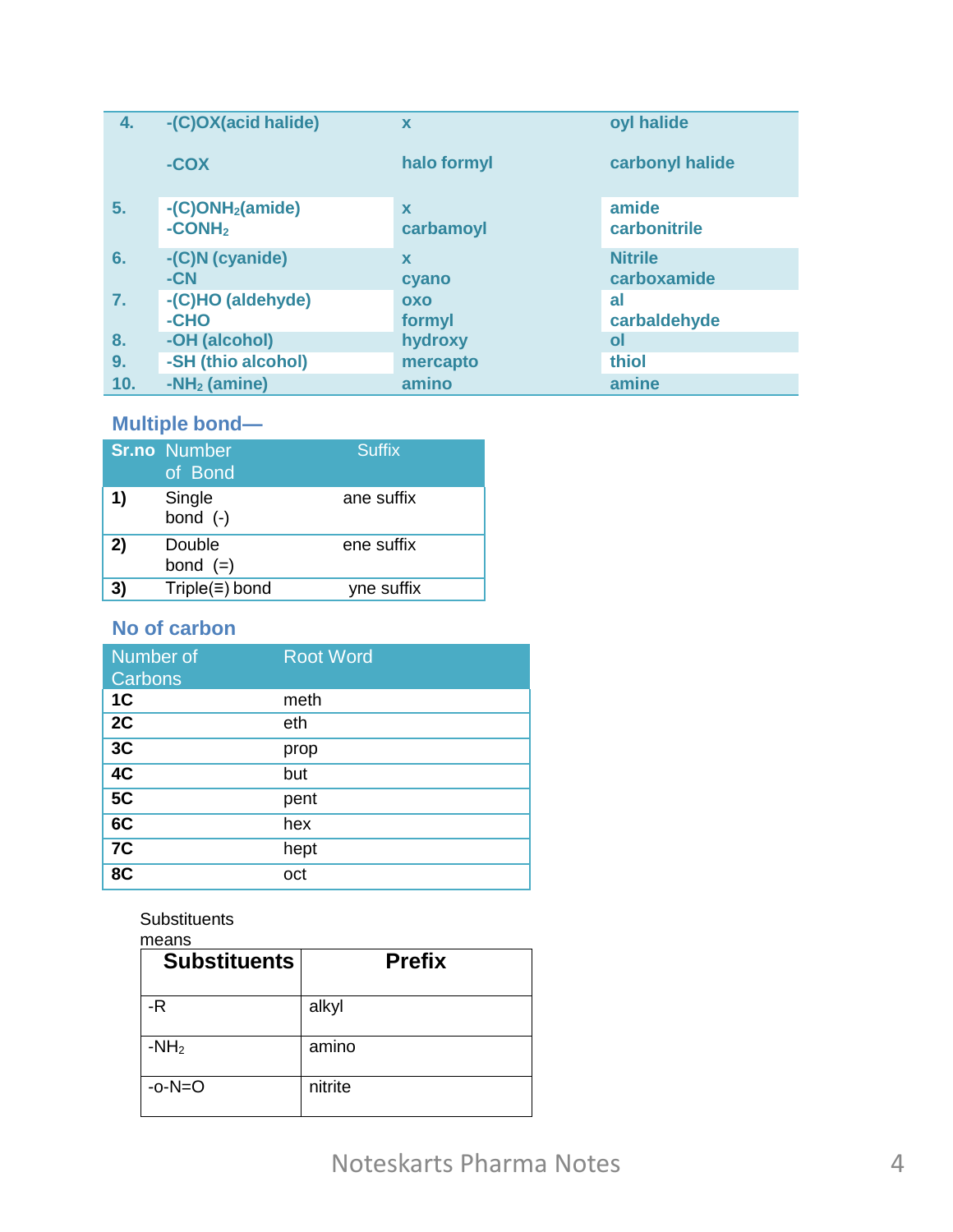| | | | |
|---|---|---|---|
| 4. | -(C)OX(acid halide)<br>-COX | x<br>halo formyl | oyl halide<br>carbonyl halide |
| 5. | -(C)ONH$_2$(amide)<br>-CONH$_2$ | x<br>carbamoyl | amide<br>carbonitrile |
| 6. | -(C)N (cyanide)<br>-CN | x<br>cyano | Nitrile<br>carboxamide |
| 7. | -(C)HO (aldehyde)<br>-CHO | oxo<br>formyl | al<br>carbaldehyde |
| 8. | -OH (alcohol) | hydroxy | ol |
| 9. | -SH (thio alcohol) | mercapto | thiol |
| 10. | -NH$_2$ (amine) | amino | amine |

### Multiple bond—

| Sr.no | Number of Bond | Suffix |
|---|---|---|
| 1) | Single bond (-) | ane suffix |
| 2) | Double bond (=) | ene suffix |
| 3) | Triple(≡) bond | yne suffix |

### No of carbon

| Number of Carbons | Root Word |
|---|---|
| 1C | meth |
| 2C | eth |
| 3C | prop |
| 4C | but |
| 5C | pent |
| 6C | hex |
| 7C | hept |
| 8C | oct |

Substituents means

| Substituents | Prefix |
|---|---|
| -R | alkyl |
| -NH$_2$ | amino |
| -o-N=O | nitrite |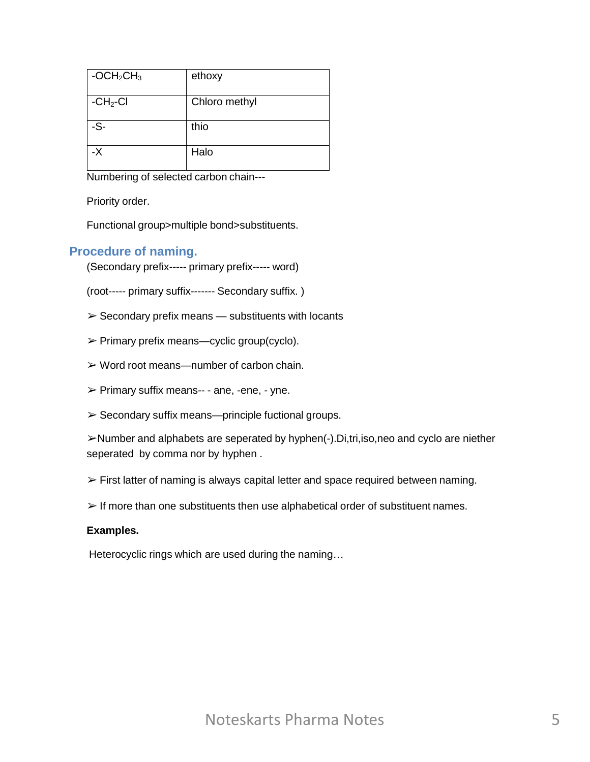| | |
|---|---|
| $-OCH_2CH_3$ | ethoxy |
| $-CH_2-Cl$ | Chloro methyl |
| -S- | thio |
| -X | Halo |

Numbering of selected carbon chain---

Priority order.

Functional group>multiple bond>substituents.

## Procedure of naming.

(Secondary prefix----- primary prefix----- word)

(root----- primary suffix------- Secondary suffix. )

- ➢ Secondary prefix means — substituents with locants
- ➢ Primary prefix means—cyclic group(cyclo).
- ➢ Word root means—number of carbon chain.
- ➢ Primary suffix means-- - ane, -ene, - yne.
- ➢ Secondary suffix means—principle fuctional groups.
- ➢Number and alphabets are seperated by hyphen(-).Di,tri,iso,neo and cyclo are niether seperated by comma nor by hyphen .
- ➢ First latter of naming is always capital letter and space required between naming.
- ➢ If more than one substituents then use alphabetical order of substituent names.

**Examples.**

Heterocyclic rings which are used during the naming…